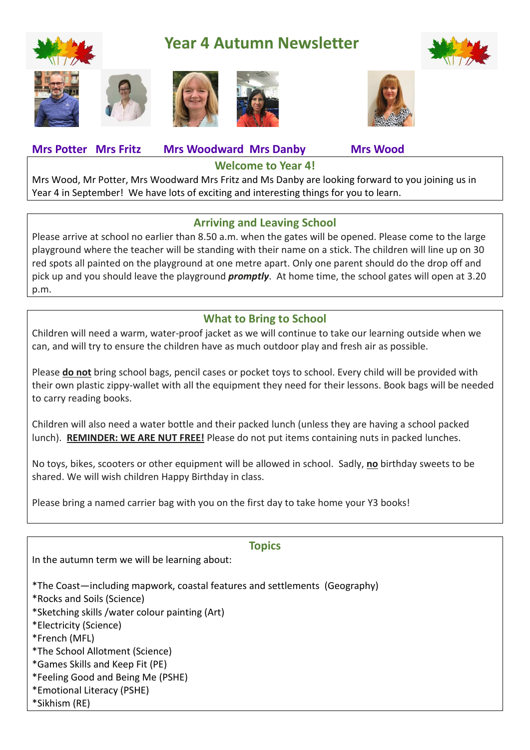# Year 4 Autumn Newsletter

**Mrs Potter   Mrs Fritz   Mrs Woodward  Mrs Danby   Mrs Wood**

## Welcome to Year 4!

Mrs Wood, Mr Potter, Mrs Woodward Mrs Fritz and Ms Danby are looking forward to you joining us in Year 4 in September! We have lots of exciting and interesting things for you to learn.

## Arriving and Leaving School

Please arrive at school no earlier than 8.50 a.m. when the gates will be opened. Please come to the large playground where the teacher will be standing with their name on a stick. The children will line up on 30 red spots all painted on the playground at one metre apart. Only one parent should do the drop off and pick up and you should leave the playground ***promptly***. At home time, the school gates will open at 3.20 p.m.

## What to Bring to School

Children will need a warm, water-proof jacket as we will continue to take our learning outside when we can, and will try to ensure the children have as much outdoor play and fresh air as possible.

Please **<u>do not</u>** bring school bags, pencil cases or pocket toys to school. Every child will be provided with their own plastic zippy-wallet with all the equipment they need for their lessons. Book bags will be needed to carry reading books.

Children will also need a water bottle and their packed lunch (unless they are having a school packed lunch). **<u>REMINDER: WE ARE NUT FREE!</u>** Please do not put items containing nuts in packed lunches.

No toys, bikes, scooters or other equipment will be allowed in school. Sadly, **<u>no</u>** birthday sweets to be shared. We will wish children Happy Birthday in class.

Please bring a named carrier bag with you on the first day to take home your Y3 books!

## Topics

In the autumn term we will be learning about:

*The Coast—including mapwork, coastal features and settlements (Geography)
*Rocks and Soils (Science)
*Sketching skills /water colour painting (Art)
*Electricity (Science)
*French (MFL)
*The School Allotment (Science)
*Games Skills and Keep Fit (PE)
*Feeling Good and Being Me (PSHE)
*Emotional Literacy (PSHE)
*Sikhism (RE)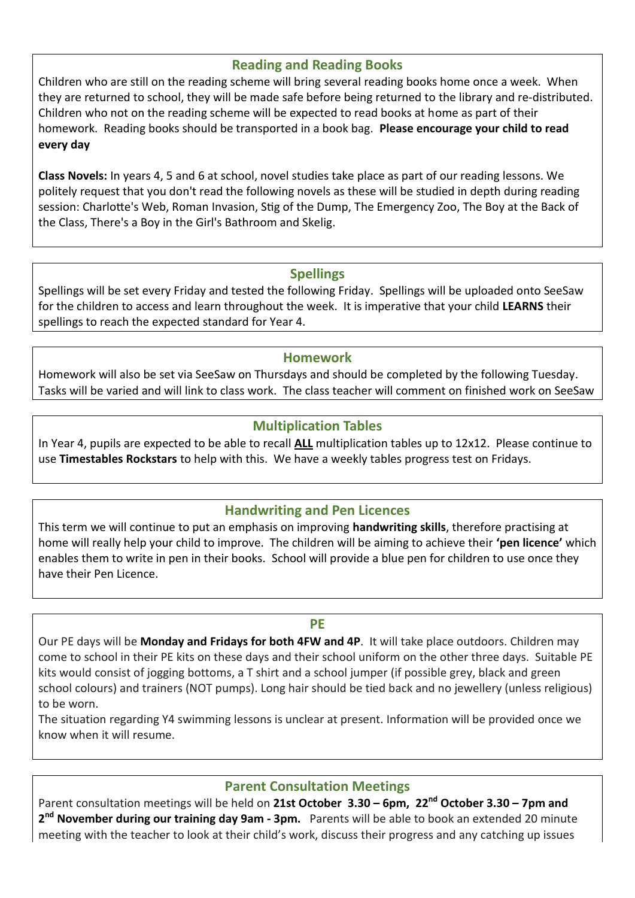## Reading and Reading Books

Children who are still on the reading scheme will bring several reading books home once a week. When they are returned to school, they will be made safe before being returned to the library and re-distributed. Children who not on the reading scheme will be expected to read books at home as part of their homework. Reading books should be transported in a book bag. **Please encourage your child to read every day**

**Class Novels:** In years 4, 5 and 6 at school, novel studies take place as part of our reading lessons. We politely request that you don't read the following novels as these will be studied in depth during reading session: Charlotte's Web, Roman Invasion, Stig of the Dump, The Emergency Zoo, The Boy at the Back of the Class, There's a Boy in the Girl's Bathroom and Skelig.

## Spellings

Spellings will be set every Friday and tested the following Friday. Spellings will be uploaded onto SeeSaw for the children to access and learn throughout the week. It is imperative that your child **LEARNS** their spellings to reach the expected standard for Year 4.

## Homework

Homework will also be set via SeeSaw on Thursdays and should be completed by the following Tuesday. Tasks will be varied and will link to class work. The class teacher will comment on finished work on SeeSaw

## Multiplication Tables

In Year 4, pupils are expected to be able to recall **ALL** multiplication tables up to 12x12. Please continue to use **Timestables Rockstars** to help with this. We have a weekly tables progress test on Fridays.

## Handwriting and Pen Licences

This term we will continue to put an emphasis on improving **handwriting skills**, therefore practising at home will really help your child to improve. The children will be aiming to achieve their **'pen licence'** which enables them to write in pen in their books. School will provide a blue pen for children to use once they have their Pen Licence.

## PE

Our PE days will be **Monday and Fridays for both 4FW and 4P**. It will take place outdoors. Children may come to school in their PE kits on these days and their school uniform on the other three days. Suitable PE kits would consist of jogging bottoms, a T shirt and a school jumper (if possible grey, black and green school colours) and trainers (NOT pumps). Long hair should be tied back and no jewellery (unless religious) to be worn.

The situation regarding Y4 swimming lessons is unclear at present. Information will be provided once we know when it will resume.

## Parent Consultation Meetings

Parent consultation meetings will be held on **21st October 3.30 – 6pm, 22nd October 3.30 – 7pm and 2nd November during our training day 9am - 3pm.** Parents will be able to book an extended 20 minute meeting with the teacher to look at their child's work, discuss their progress and any catching up issues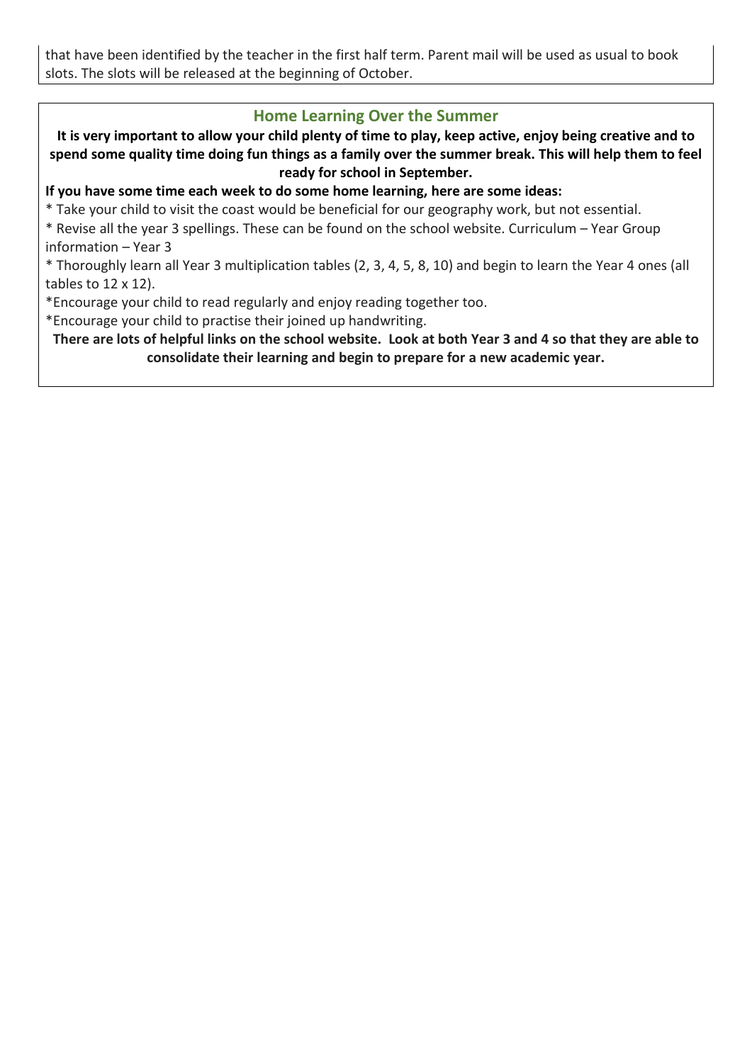that have been identified by the teacher in the first half term. Parent mail will be used as usual to book slots. The slots will be released at the beginning of October.

## Home Learning Over the Summer

**It is very important to allow your child plenty of time to play, keep active, enjoy being creative and to spend some quality time doing fun things as a family over the summer break. This will help them to feel ready for school in September.**

**If you have some time each week to do some home learning, here are some ideas:**

* Take your child to visit the coast would be beneficial for our geography work, but not essential.
* Revise all the year 3 spellings. These can be found on the school website. Curriculum – Year Group information – Year 3
* Thoroughly learn all Year 3 multiplication tables (2, 3, 4, 5, 8, 10) and begin to learn the Year 4 ones (all tables to 12 x 12).
* Encourage your child to read regularly and enjoy reading together too.
* Encourage your child to practise their joined up handwriting.

**There are lots of helpful links on the school website. Look at both Year 3 and 4 so that they are able to consolidate their learning and begin to prepare for a new academic year.**